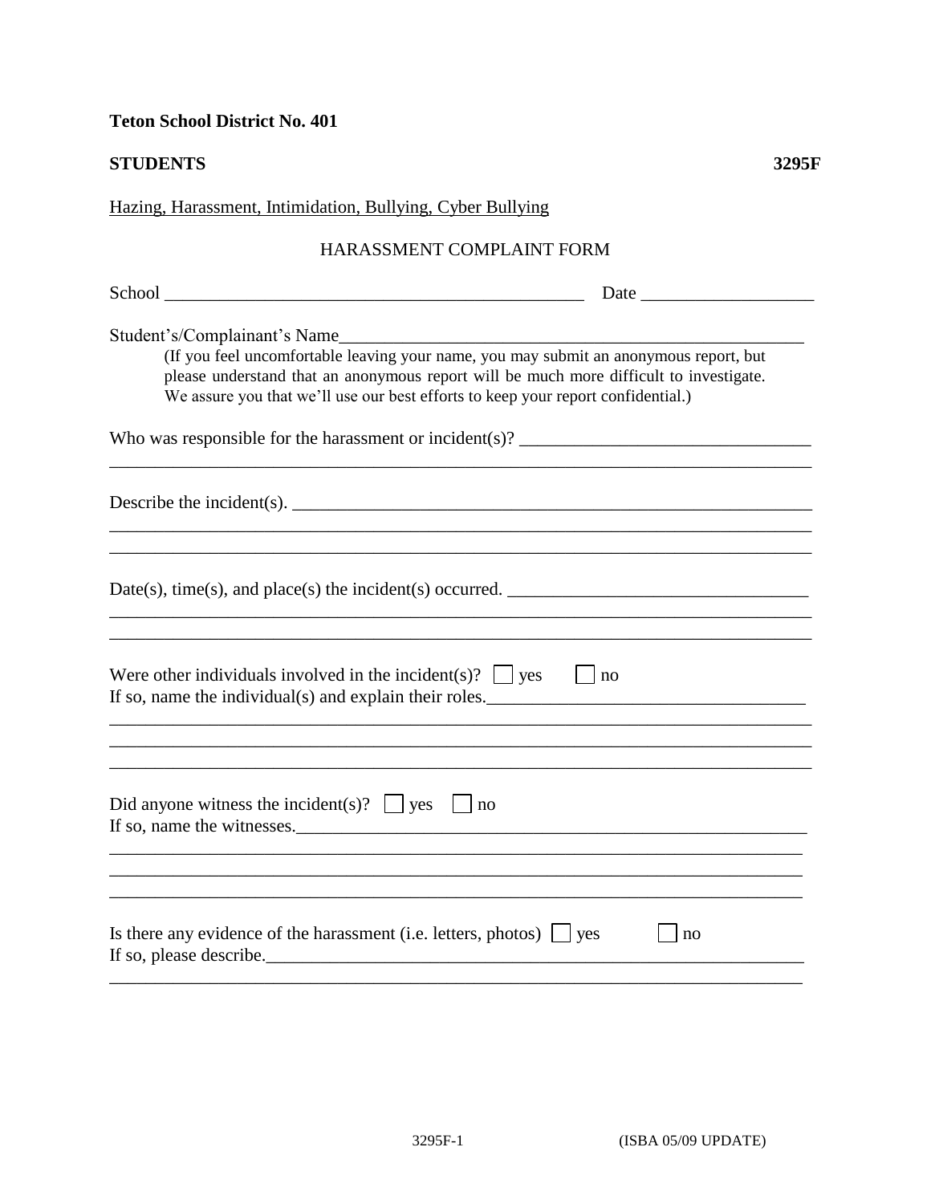**Teton School District No. 401**

**STUDENTS** **3295F**

Hazing, Harassment, Intimidation, Bullying, Cyber Bullying

HARASSMENT COMPLAINT FORM

School _______________________________________________ Date __________________

Student's/Complainant's Name_________________________________________________

(If you feel uncomfortable leaving your name, you may submit an anonymous report, but please understand that an anonymous report will be much more difficult to investigate. We assure you that we'll use our best efforts to keep your report confidential.)

Who was responsible for the harassment or incident(s)? ________________________________

_____________________________________________________________________________

Describe the incident(s). ___________________________________________________________

_____________________________________________________________________________

_____________________________________________________________________________

Date(s), time(s), and place(s) the incident(s) occurred. ________________________________

_____________________________________________________________________________

_____________________________________________________________________________

Were other individuals involved in the incident(s)? ☐ yes ☐ no

If so, name the individual(s) and explain their roles.__________________________________

_____________________________________________________________________________

_____________________________________________________________________________

_____________________________________________________________________________

Did anyone witness the incident(s)? ☐ yes ☐ no

If so, name the witnesses.__________________________________________________________

_____________________________________________________________________________

_____________________________________________________________________________

_____________________________________________________________________________

Is there any evidence of the harassment (i.e. letters, photos) ☐ yes ☐ no

If so, please describe.______________________________________________________________

_____________________________________________________________________________

(ISBA 05/09 UPDATE)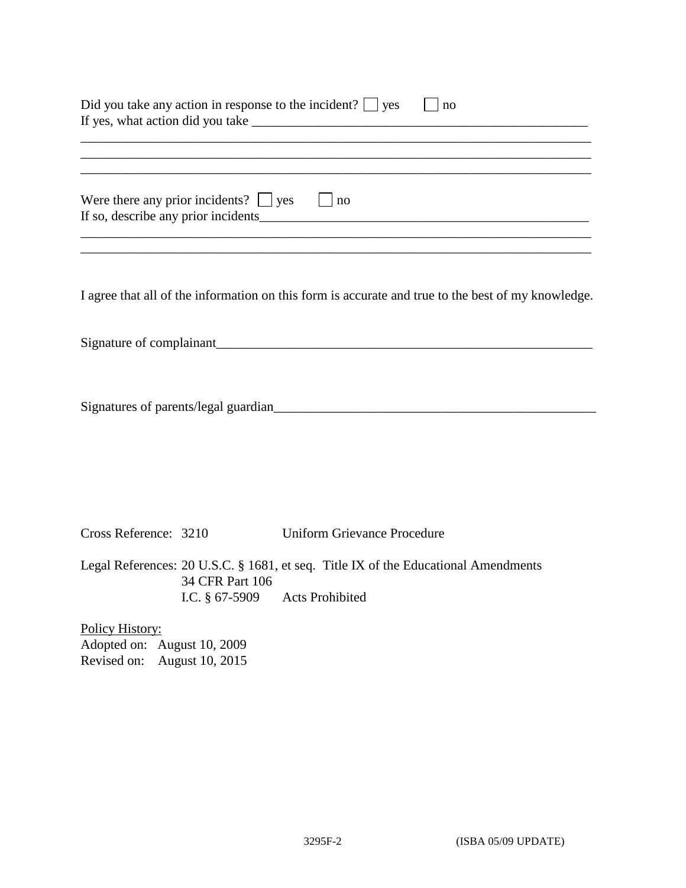Did you take any action in response to the incident? ☐ yes ☐ no

If yes, what action did you take ______________________________________________________

____________________________________________________________________________

____________________________________________________________________________

____________________________________________________________________________

Were there any prior incidents? ☐ yes ☐ no

If so, describe any prior incidents__________________________________________________

____________________________________________________________________________

____________________________________________________________________________

I agree that all of the information on this form is accurate and true to the best of my knowledge.

Signature of complainant_________________________________________________________

Signatures of parents/legal guardian_________________________________________________

Cross Reference: 3210 Uniform Grievance Procedure

Legal References: 20 U.S.C. § 1681, et seq. Title IX of the Educational Amendments
34 CFR Part 106
I.C. § 67-5909 Acts Prohibited

Policy History:
Adopted on: August 10, 2009
Revised on: August 10, 2015

3295F-2 (ISBA 05/09 UPDATE)